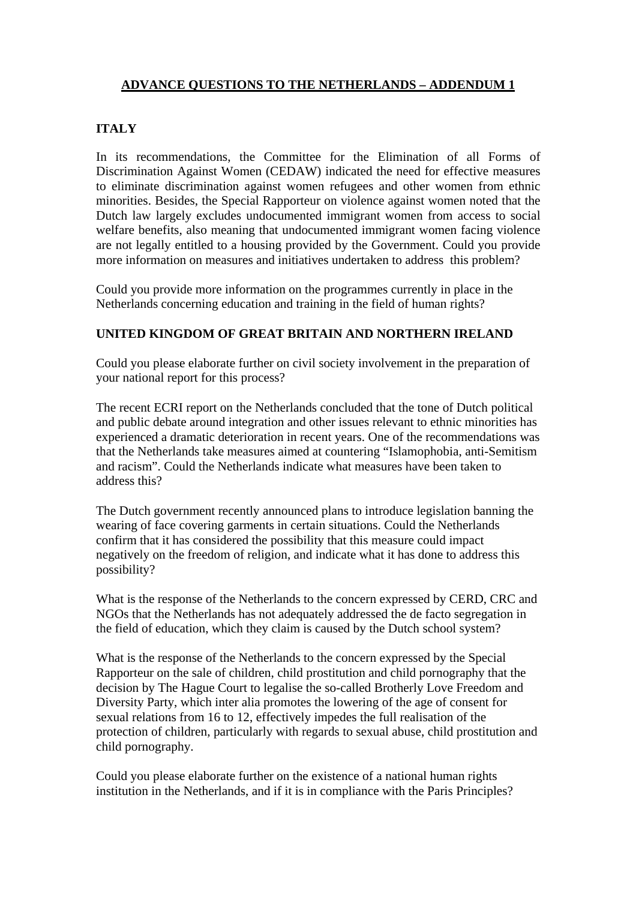# ADVANCE QUESTIONS TO THE NETHERLANDS – ADDENDUM 1

## ITALY

In its recommendations, the Committee for the Elimination of all Forms of Discrimination Against Women (CEDAW) indicated the need for effective measures to eliminate discrimination against women refugees and other women from ethnic minorities. Besides, the Special Rapporteur on violence against women noted that the Dutch law largely excludes undocumented immigrant women from access to social welfare benefits, also meaning that undocumented immigrant women facing violence are not legally entitled to a housing provided by the Government. Could you provide more information on measures and initiatives undertaken to address this problem?

Could you provide more information on the programmes currently in place in the Netherlands concerning education and training in the field of human rights?

## UNITED KINGDOM OF GREAT BRITAIN AND NORTHERN IRELAND

Could you please elaborate further on civil society involvement in the preparation of your national report for this process?

The recent ECRI report on the Netherlands concluded that the tone of Dutch political and public debate around integration and other issues relevant to ethnic minorities has experienced a dramatic deterioration in recent years. One of the recommendations was that the Netherlands take measures aimed at countering "Islamophobia, anti-Semitism and racism". Could the Netherlands indicate what measures have been taken to address this?

The Dutch government recently announced plans to introduce legislation banning the wearing of face covering garments in certain situations. Could the Netherlands confirm that it has considered the possibility that this measure could impact negatively on the freedom of religion, and indicate what it has done to address this possibility?

What is the response of the Netherlands to the concern expressed by CERD, CRC and NGOs that the Netherlands has not adequately addressed the de facto segregation in the field of education, which they claim is caused by the Dutch school system?

What is the response of the Netherlands to the concern expressed by the Special Rapporteur on the sale of children, child prostitution and child pornography that the decision by The Hague Court to legalise the so-called Brotherly Love Freedom and Diversity Party, which inter alia promotes the lowering of the age of consent for sexual relations from 16 to 12, effectively impedes the full realisation of the protection of children, particularly with regards to sexual abuse, child prostitution and child pornography.

Could you please elaborate further on the existence of a national human rights institution in the Netherlands, and if it is in compliance with the Paris Principles?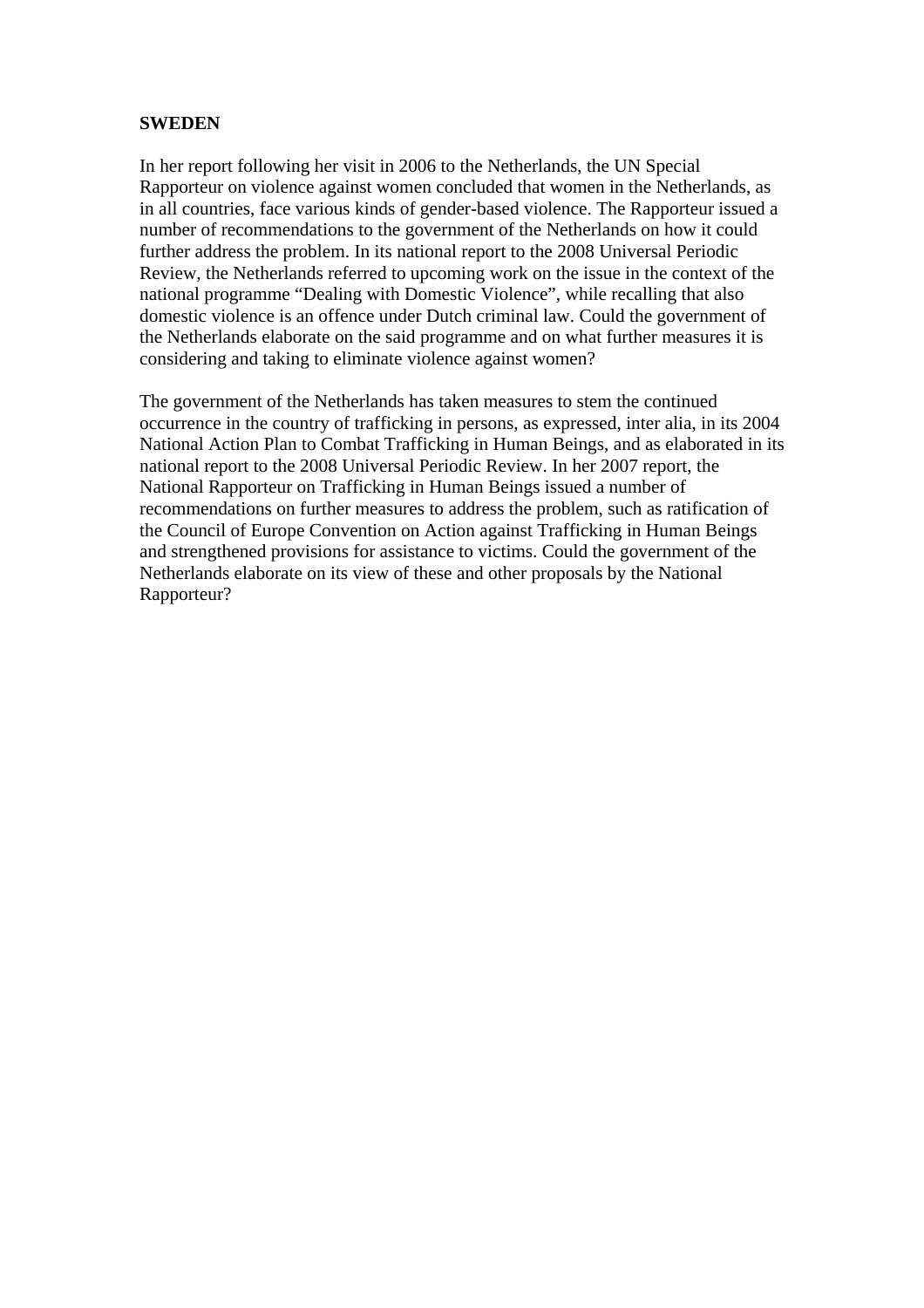**SWEDEN**

In her report following her visit in 2006 to the Netherlands, the UN Special Rapporteur on violence against women concluded that women in the Netherlands, as in all countries, face various kinds of gender-based violence. The Rapporteur issued a number of recommendations to the government of the Netherlands on how it could further address the problem. In its national report to the 2008 Universal Periodic Review, the Netherlands referred to upcoming work on the issue in the context of the national programme "Dealing with Domestic Violence", while recalling that also domestic violence is an offence under Dutch criminal law. Could the government of the Netherlands elaborate on the said programme and on what further measures it is considering and taking to eliminate violence against women?

The government of the Netherlands has taken measures to stem the continued occurrence in the country of trafficking in persons, as expressed, inter alia, in its 2004 National Action Plan to Combat Trafficking in Human Beings, and as elaborated in its national report to the 2008 Universal Periodic Review. In her 2007 report, the National Rapporteur on Trafficking in Human Beings issued a number of recommendations on further measures to address the problem, such as ratification of the Council of Europe Convention on Action against Trafficking in Human Beings and strengthened provisions for assistance to victims. Could the government of the Netherlands elaborate on its view of these and other proposals by the National Rapporteur?